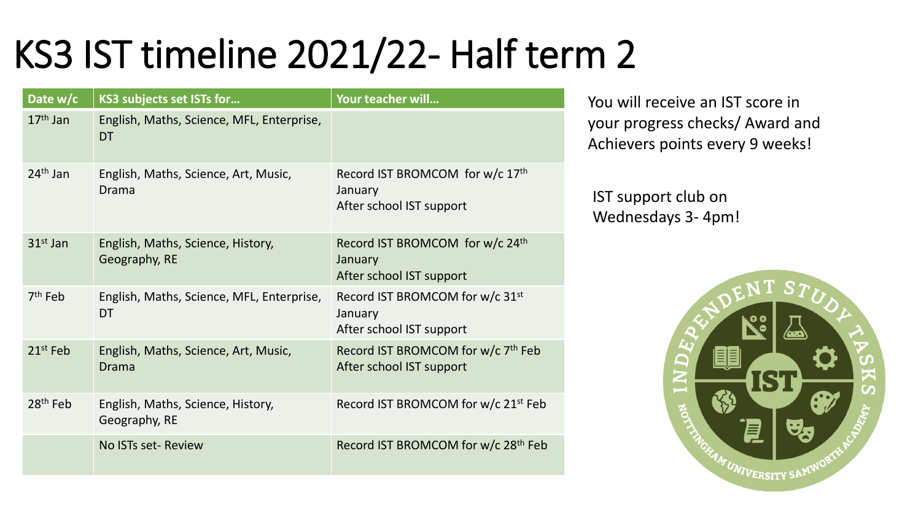# KS3 IST timeline 2021/22- Half term 2

| Date w/c | KS3 subjects set ISTs for… | Your teacher will… |
| --- | --- | --- |
| 17th Jan | English, Maths, Science, MFL, Enterprise, DT | |
| 24th Jan | English, Maths, Science, Art, Music, Drama | Record IST BROMCOM for w/c 17th January<br>After school IST support |
| 31st Jan | English, Maths, Science, History, Geography, RE | Record IST BROMCOM for w/c 24th January<br>After school IST support |
| 7th Feb | English, Maths, Science, MFL, Enterprise, DT | Record IST BROMCOM for w/c 31st January<br>After school IST support |
| 21st Feb | English, Maths, Science, Art, Music, Drama | Record IST BROMCOM for w/c 7th Feb<br>After school IST support |
| 28th Feb | English, Maths, Science, History, Geography, RE | Record IST BROMCOM for w/c 21st Feb |
| | No ISTs set- Review | Record IST BROMCOM for w/c 28th Feb |

You will receive an IST score in your progress checks/ Award and Achievers points every 9 weeks!

IST support club on Wednesdays 3- 4pm!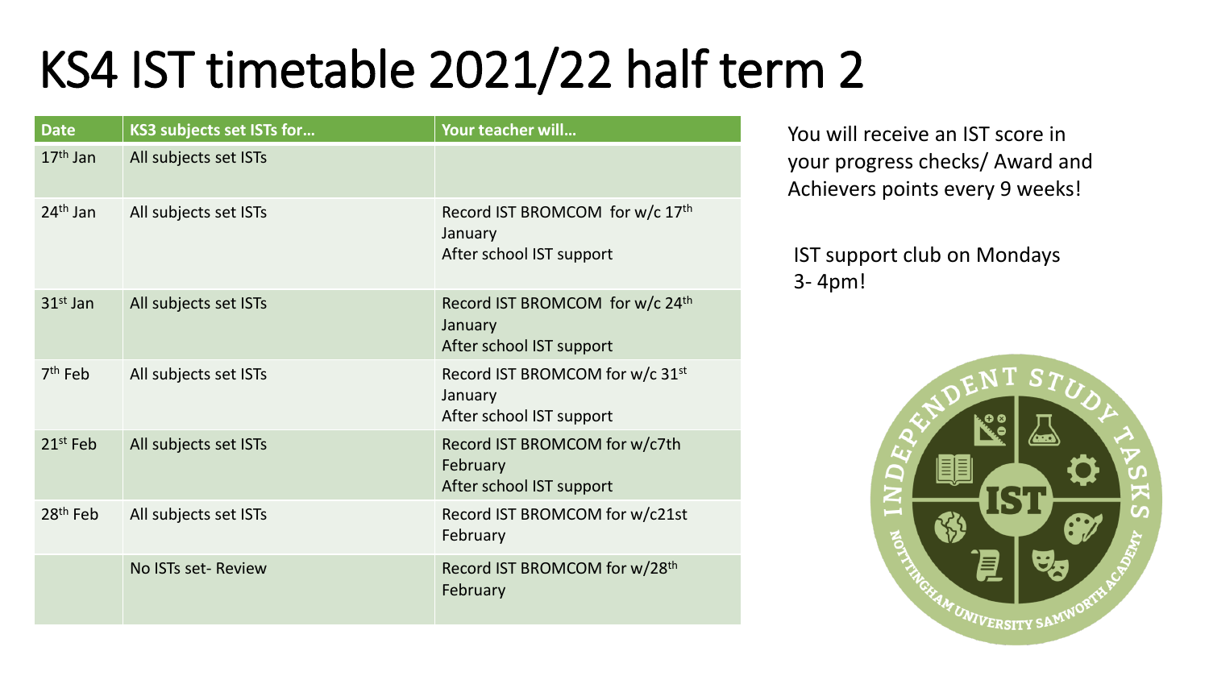# KS4 IST timetable 2021/22 half term 2

| Date | KS3 subjects set ISTs for… | Your teacher will… |
|---|---|---|
| 17th Jan | All subjects set ISTs | |
| 24th Jan | All subjects set ISTs | Record IST BROMCOM for w/c 17th January<br>After school IST support |
| 31st Jan | All subjects set ISTs | Record IST BROMCOM for w/c 24th January<br>After school IST support |
| 7th Feb | All subjects set ISTs | Record IST BROMCOM for w/c 31st January<br>After school IST support |
| 21st Feb | All subjects set ISTs | Record IST BROMCOM for w/c7th February<br>After school IST support |
| 28th Feb | All subjects set ISTs | Record IST BROMCOM for w/c21st February |
| | No ISTs set- Review | Record IST BROMCOM for w/28th February |

You will receive an IST score in your progress checks/ Award and Achievers points every 9 weeks!

IST support club on Mondays 3- 4pm!